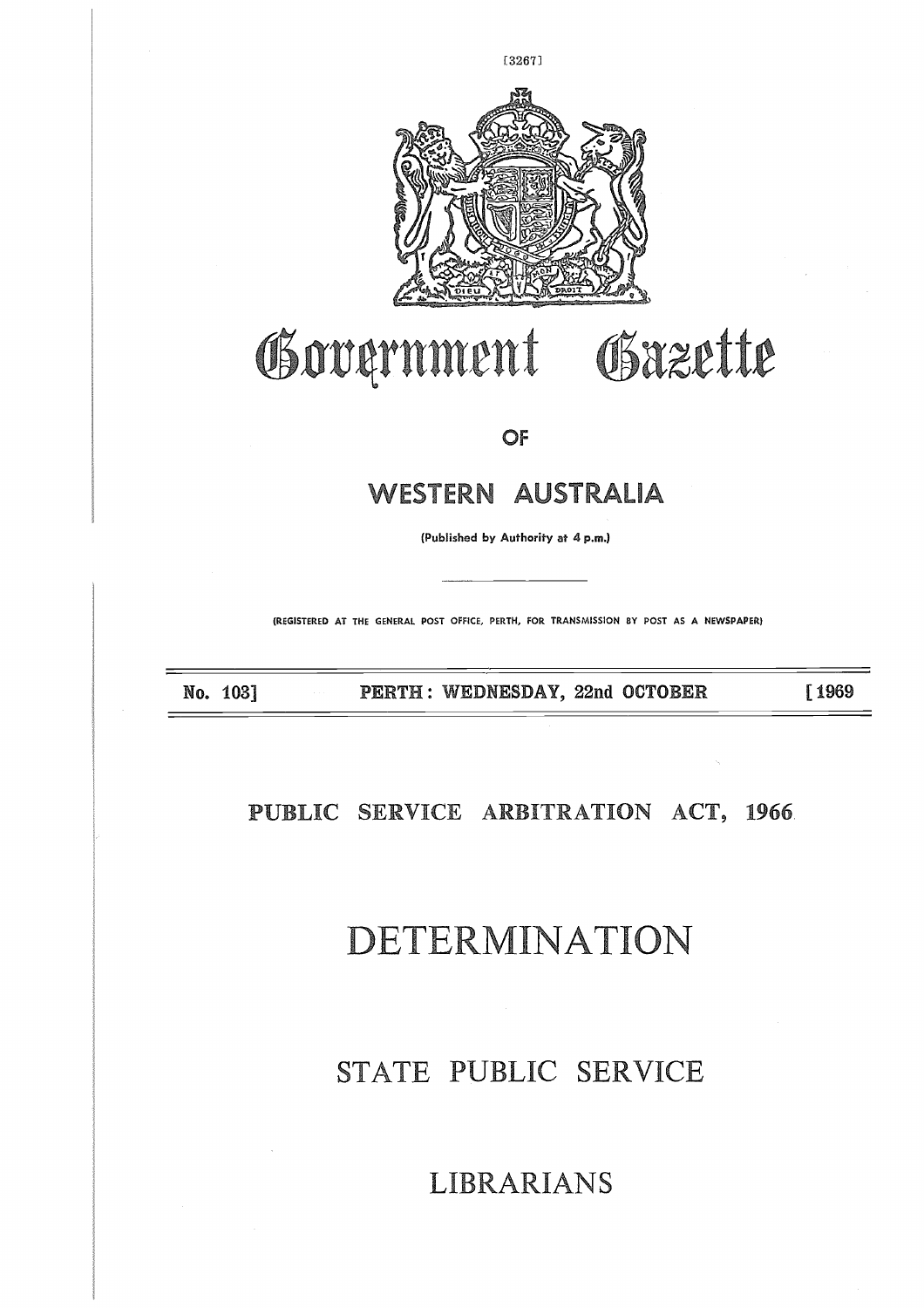# Government Gazette

## OF

## WESTERN AUSTRALIA

(Published by Authority at 4 p.m.)

(REGISTERED AT THE GENERAL POST OFFICE, PERTH, FOR TRANSMISSION BY POST AS A NEWSPAPER)

**No. 103] PERTH: WEDNESDAY, 22nd OCTOBER [1969**

## PUBLIC SERVICE ARBITRATION ACT, 1966

# DETERMINATION

## STATE PUBLIC SERVICE

## LIBRARIANS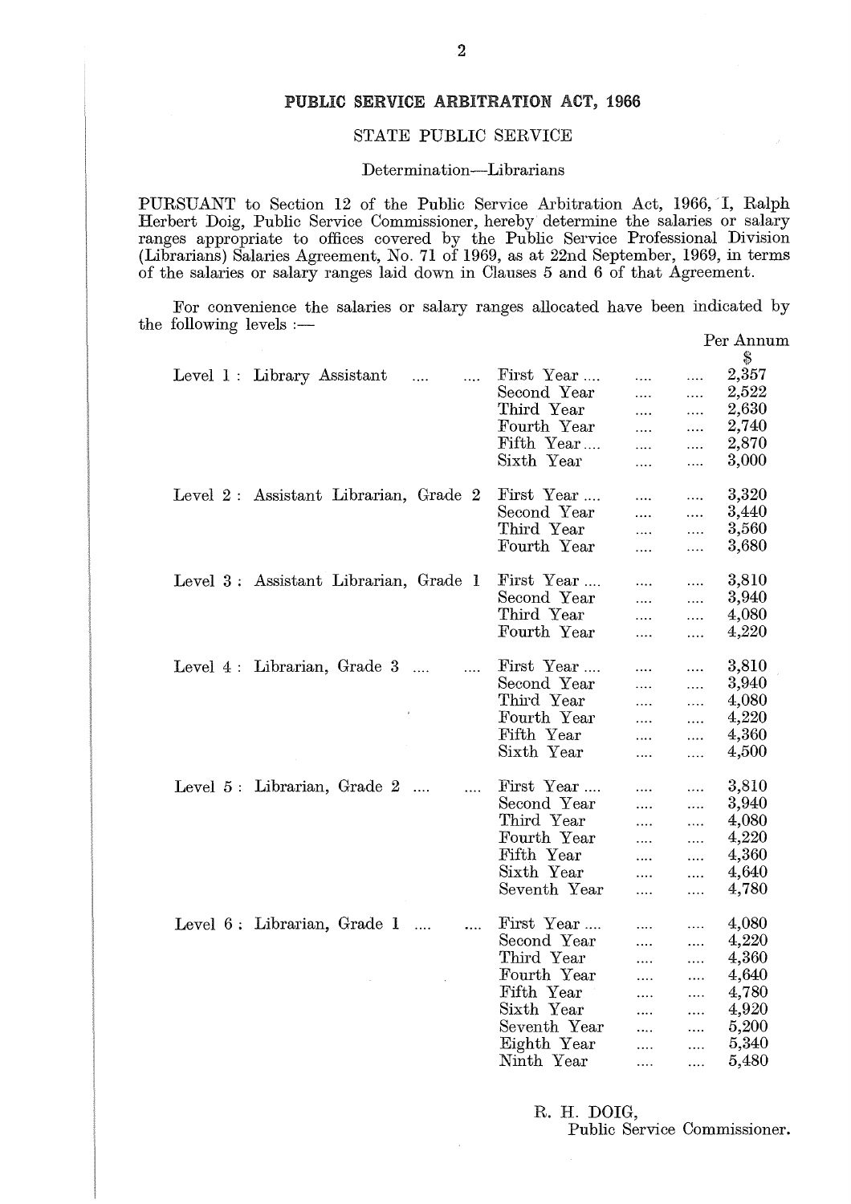## PUBLIC SERVICE ARBITRATION ACT, 1966

### STATE PUBLIC SERVICE

Determination—Librarians

PURSUANT to Section 12 of the Public Service Arbitration Act, 1966, I, Ralph Herbert Doig, Public Service Commissioner, hereby determine the salaries or salary ranges appropriate to offices covered by the Public Service Professional Division (Librarians) Salaries Agreement, No. 71 of 1969, as at 22nd September, 1969, in terms of the salaries or salary ranges laid down in Clauses 5 and 6 of that Agreement.

For convenience the salaries or salary ranges allocated have been indicated by the following levels :—

| Level | Year | Per Annum $ |
|---|---|---|
| Level 1 : Library Assistant | First Year | 2,357 |
| | Second Year | 2,522 |
| | Third Year | 2,630 |
| | Fourth Year | 2,740 |
| | Fifth Year | 2,870 |
| | Sixth Year | 3,000 |
| Level 2 : Assistant Librarian, Grade 2 | First Year | 3,320 |
| | Second Year | 3,440 |
| | Third Year | 3,560 |
| | Fourth Year | 3,680 |
| Level 3 : Assistant Librarian, Grade 1 | First Year | 3,810 |
| | Second Year | 3,940 |
| | Third Year | 4,080 |
| | Fourth Year | 4,220 |
| Level 4 : Librarian, Grade 3 | First Year | 3,810 |
| | Second Year | 3,940 |
| | Third Year | 4,080 |
| | Fourth Year | 4,220 |
| | Fifth Year | 4,360 |
| | Sixth Year | 4,500 |
| Level 5 : Librarian, Grade 2 | First Year | 3,810 |
| | Second Year | 3,940 |
| | Third Year | 4,080 |
| | Fourth Year | 4,220 |
| | Fifth Year | 4,360 |
| | Sixth Year | 4,640 |
| | Seventh Year | 4,780 |
| Level 6 : Librarian, Grade 1 | First Year | 4,080 |
| | Second Year | 4,220 |
| | Third Year | 4,360 |
| | Fourth Year | 4,640 |
| | Fifth Year | 4,780 |
| | Sixth Year | 4,920 |
| | Seventh Year | 5,200 |
| | Eighth Year | 5,340 |
| | Ninth Year | 5,480 |

R. H. DOIG,
Public Service Commissioner.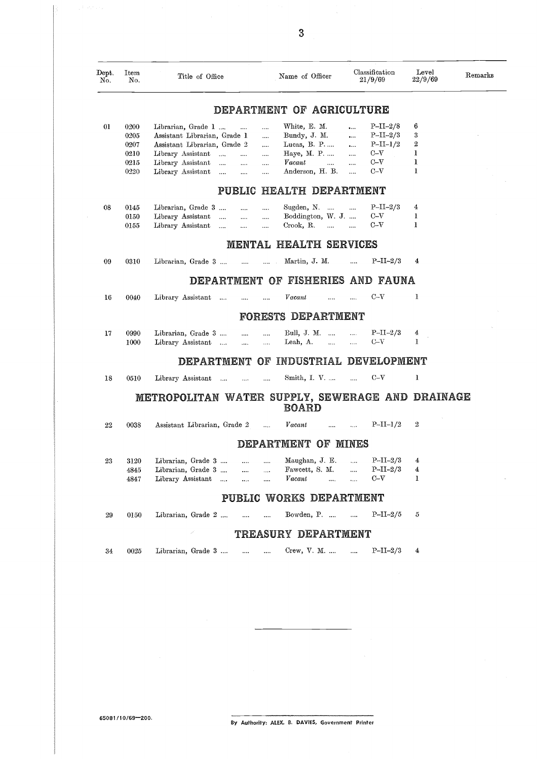| Dept. No. | Item No. | Title of Office | Name of Officer | Classification 21/9/69 | Level 22/9/69 | Remarks |
|---|---|---|---|---|---|---|
| | | **DEPARTMENT OF AGRICULTURE** | | | | |
| 01 | 0200 | Librarian, Grade 1 | White, E. M. | P–II–2/8 | 6 | |
| | 0205 | Assistant Librarian, Grade 1 | Bundy, J. M. | P–II–2/3 | 3 | |
| | 0207 | Assistant Librarian, Grade 2 | Lucas, B. P. | P–II–1/2 | 2 | |
| | 0210 | Library Assistant | Haye, M. P. | C–V | 1 | |
| | 0215 | Library Assistant | *Vacant* | C–V | 1 | |
| | 0220 | Library Assistant | Anderson, H. B. | C–V | 1 | |
| | | **PUBLIC HEALTH DEPARTMENT** | | | | |
| 08 | 0145 | Librarian, Grade 3 | Sugden, N. | P–II–2/3 | 4 | |
| | 0150 | Library Assistant | Boddington, W. J. | C–V | 1 | |
| | 0155 | Library Assistant | Crook, R. | C–V | 1 | |
| | | **MENTAL HEALTH SERVICES** | | | | |
| 09 | 0310 | Librarian, Grade 3 | Martin, J. M. | P–II–2/3 | 4 | |
| | | **DEPARTMENT OF FISHERIES AND FAUNA** | | | | |
| 16 | 0040 | Library Assistant | *Vacant* | C–V | 1 | |
| | | **FORESTS DEPARTMENT** | | | | |
| 17 | 0990 | Librarian, Grade 3 | Bull, J. M. | P–II–2/3 | 4 | |
| | 1000 | Library Assistant | Leah, A. | C–V | 1 | |
| | | **DEPARTMENT OF INDUSTRIAL DEVELOPMENT** | | | | |
| 18 | 0510 | Library Assistant | Smith, I. V. | C–V | 1 | |
| | | **METROPOLITAN WATER SUPPLY, SEWERAGE AND DRAINAGE BOARD** | | | | |
| 22 | 0038 | Assistant Librarian, Grade 2 | *Vacant* | P–II–1/2 | 2 | |
| | | **DEPARTMENT OF MINES** | | | | |
| 23 | 3120 | Librarian, Grade 3 | Maughan, J. E. | P–II–2/3 | 4 | |
| | 4845 | Librarian, Grade 3 | Fawcett, S. M. | P–II–2/3 | 4 | |
| | 4847 | Library Assistant | *Vacant* | C–V | 1 | |
| | | **PUBLIC WORKS DEPARTMENT** | | | | |
| 29 | 0150 | Librarian, Grade 2 | Bowden, P. | P–II–2/5 | 5 | |
| | | **TREASURY DEPARTMENT** | | | | |
| 34 | 0025 | Librarian, Grade 3 | Crew, V. M. | P–II–2/3 | 4 | |

65081/10/69—200.

By Authority: ALEX. B. DAVIES, Government Printer